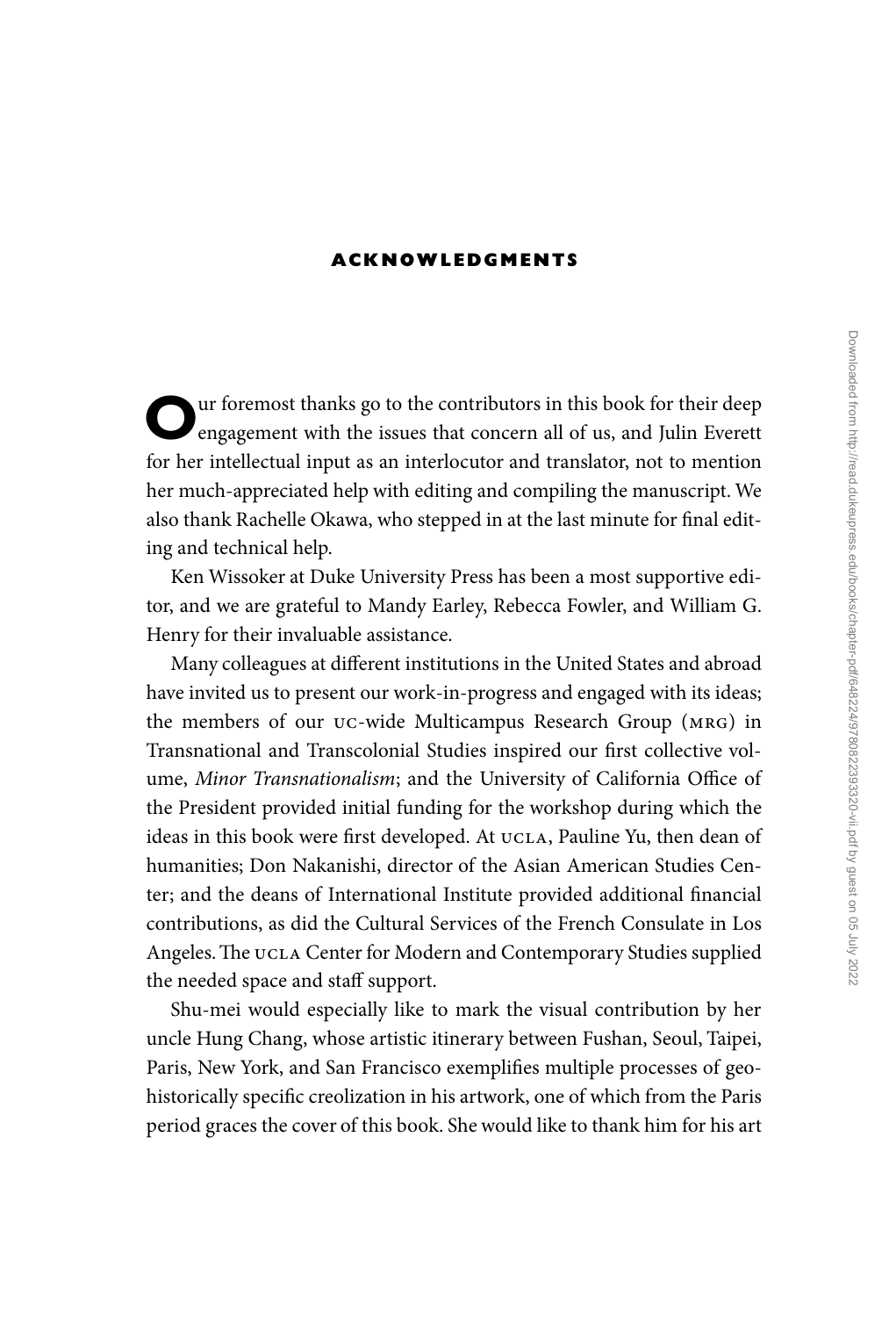# ACKNOWLEDGMENTS

Our foremost thanks go to the contributors in this book for their deep engagement with the issues that concern all of us, and Julin Everett for her intellectual input as an interlocutor and translator, not to mention her much-appreciated help with editing and compiling the manuscript. We also thank Rachelle Okawa, who stepped in at the last minute for final editing and technical help.

Ken Wissoker at Duke University Press has been a most supportive editor, and we are grateful to Mandy Earley, Rebecca Fowler, and William G. Henry for their invaluable assistance.

Many colleagues at different institutions in the United States and abroad have invited us to present our work-in-progress and engaged with its ideas; the members of our UC-wide Multicampus Research Group (MRG) in Transnational and Transcolonial Studies inspired our first collective volume, *Minor Transnationalism*; and the University of California Office of the President provided initial funding for the workshop during which the ideas in this book were first developed. At UCLA, Pauline Yu, then dean of humanities; Don Nakanishi, director of the Asian American Studies Center; and the deans of International Institute provided additional financial contributions, as did the Cultural Services of the French Consulate in Los Angeles. The UCLA Center for Modern and Contemporary Studies supplied the needed space and staff support.

Shu-mei would especially like to mark the visual contribution by her uncle Hung Chang, whose artistic itinerary between Fushan, Seoul, Taipei, Paris, New York, and San Francisco exemplifies multiple processes of geohistorically specific creolization in his artwork, one of which from the Paris period graces the cover of this book. She would like to thank him for his art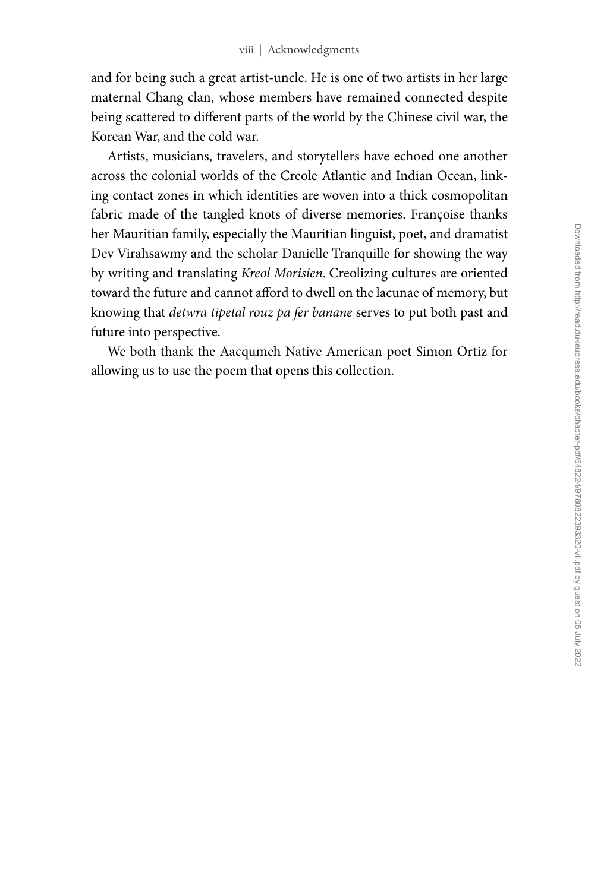and for being such a great artist-uncle. He is one of two artists in her large maternal Chang clan, whose members have remained connected despite being scattered to different parts of the world by the Chinese civil war, the Korean War, and the cold war.

Artists, musicians, travelers, and storytellers have echoed one another across the colonial worlds of the Creole Atlantic and Indian Ocean, linking contact zones in which identities are woven into a thick cosmopolitan fabric made of the tangled knots of diverse memories. Françoise thanks her Mauritian family, especially the Mauritian linguist, poet, and dramatist Dev Virahsawmy and the scholar Danielle Tranquille for showing the way by writing and translating *Kreol Morisien*. Creolizing cultures are oriented toward the future and cannot afford to dwell on the lacunae of memory, but knowing that *detwra tipetal rouz pa fer banane* serves to put both past and future into perspective.

We both thank the Aacqumeh Native American poet Simon Ortiz for allowing us to use the poem that opens this collection.